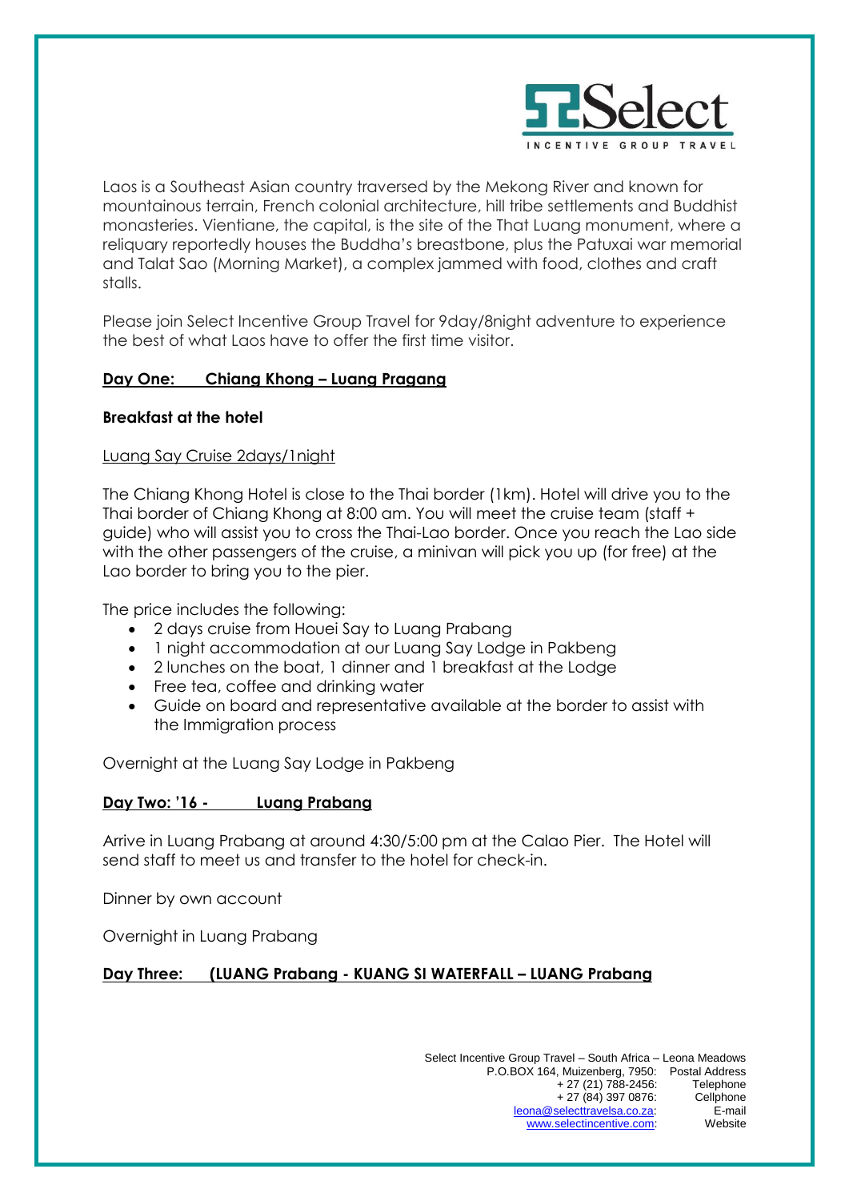Laos is a Southeast Asian country traversed by the Mekong River and known for mountainous terrain, French colonial architecture, hill tribe settlements and Buddhist monasteries. Vientiane, the capital, is the site of the That Luang monument, where a reliquary reportedly houses the Buddha's breastbone, plus the Patuxai war memorial and Talat Sao (Morning Market), a complex jammed with food, clothes and craft stalls.

Please join Select Incentive Group Travel for 9day/8night adventure to experience the best of what Laos have to offer the first time visitor.

## Day One: Chiang Khong – Luang Pragang

**Breakfast at the hotel**

Luang Say Cruise 2days/1night

The Chiang Khong Hotel is close to the Thai border (1km). Hotel will drive you to the Thai border of Chiang Khong at 8:00 am. You will meet the cruise team (staff + guide) who will assist you to cross the Thai-Lao border. Once you reach the Lao side with the other passengers of the cruise, a minivan will pick you up (for free) at the Lao border to bring you to the pier.

The price includes the following:

- 2 days cruise from Houei Say to Luang Prabang
- 1 night accommodation at our Luang Say Lodge in Pakbeng
- 2 lunches on the boat, 1 dinner and 1 breakfast at the Lodge
- Free tea, coffee and drinking water
- Guide on board and representative available at the border to assist with the Immigration process

Overnight at the Luang Say Lodge in Pakbeng

## Day Two: '16 - Luang Prabang

Arrive in Luang Prabang at around 4:30/5:00 pm at the Calao Pier. The Hotel will send staff to meet us and transfer to the hotel for check-in.

Dinner by own account

Overnight in Luang Prabang

## Day Three: (LUANG Prabang - KUANG SI WATERFALL – LUANG Prabang

Select Incentive Group Travel – South Africa – Leona Meadows
P.O.BOX 164, Muizenberg, 7950: Postal Address
+ 27 (21) 788-2456: Telephone
+ 27 (84) 397 0876: Cellphone
leona@selecttravelsa.co.za: E-mail
www.selectincentive.com: Website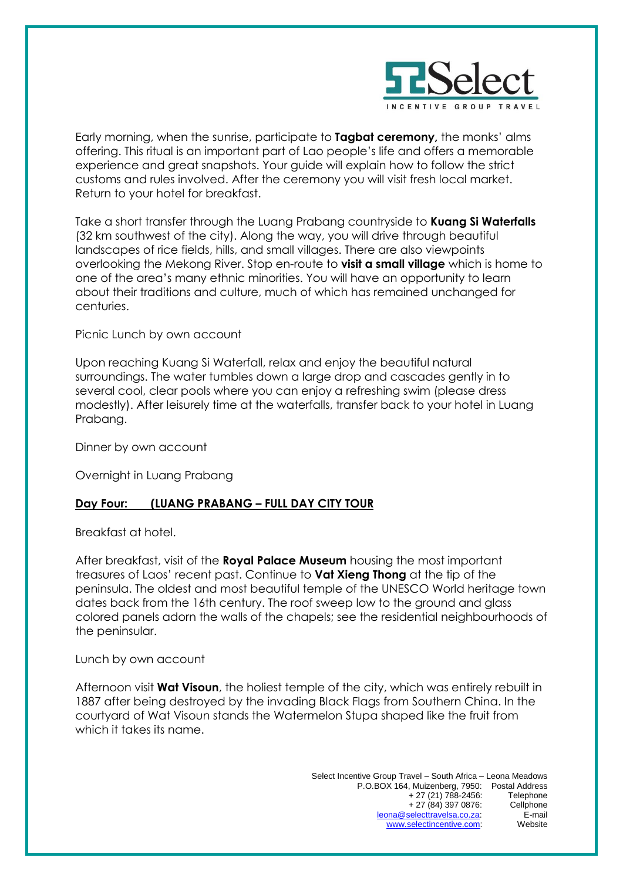Early morning, when the sunrise, participate to **Tagbat ceremony,** the monks' alms offering. This ritual is an important part of Lao people's life and offers a memorable experience and great snapshots. Your guide will explain how to follow the strict customs and rules involved. After the ceremony you will visit fresh local market. Return to your hotel for breakfast.

Take a short transfer through the Luang Prabang countryside to **Kuang Si Waterfalls** (32 km southwest of the city). Along the way, you will drive through beautiful landscapes of rice fields, hills, and small villages. There are also viewpoints overlooking the Mekong River. Stop en-route to **visit a small village** which is home to one of the area's many ethnic minorities. You will have an opportunity to learn about their traditions and culture, much of which has remained unchanged for centuries.

Picnic Lunch by own account

Upon reaching Kuang Si Waterfall, relax and enjoy the beautiful natural surroundings. The water tumbles down a large drop and cascades gently in to several cool, clear pools where you can enjoy a refreshing swim (please dress modestly). After leisurely time at the waterfalls, transfer back to your hotel in Luang Prabang.

Dinner by own account

Overnight in Luang Prabang

## Day Four: (LUANG PRABANG – FULL DAY CITY TOUR

Breakfast at hotel.

After breakfast, visit of the **Royal Palace Museum** housing the most important treasures of Laos' recent past. Continue to **Vat Xieng Thong** at the tip of the peninsula. The oldest and most beautiful temple of the UNESCO World heritage town dates back from the 16th century. The roof sweep low to the ground and glass colored panels adorn the walls of the chapels; see the residential neighbourhoods of the peninsular.

Lunch by own account

Afternoon visit **Wat Visoun**, the holiest temple of the city, which was entirely rebuilt in 1887 after being destroyed by the invading Black Flags from Southern China. In the courtyard of Wat Visoun stands the Watermelon Stupa shaped like the fruit from which it takes its name.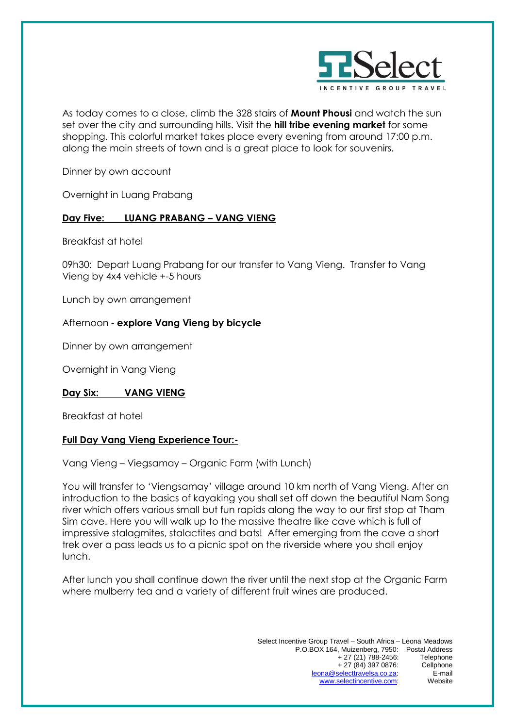As today comes to a close, climb the 328 stairs of **Mount Phousi** and watch the sun set over the city and surrounding hills. Visit the **hill tribe evening market** for some shopping. This colorful market takes place every evening from around 17:00 p.m. along the main streets of town and is a great place to look for souvenirs.

Dinner by own account

Overnight in Luang Prabang

## Day Five: LUANG PRABANG – VANG VIENG

Breakfast at hotel

09h30: Depart Luang Prabang for our transfer to Vang Vieng. Transfer to Vang Vieng by 4x4 vehicle +-5 hours

Lunch by own arrangement

Afternoon - **explore Vang Vieng by bicycle**

Dinner by own arrangement

Overnight in Vang Vieng

## Day Six: VANG VIENG

Breakfast at hotel

### Full Day Vang Vieng Experience Tour:-

Vang Vieng – Viegsamay – Organic Farm (with Lunch)

You will transfer to 'Viengsamay' village around 10 km north of Vang Vieng. After an introduction to the basics of kayaking you shall set off down the beautiful Nam Song river which offers various small but fun rapids along the way to our first stop at Tham Sim cave. Here you will walk up to the massive theatre like cave which is full of impressive stalagmites, stalactites and bats! After emerging from the cave a short trek over a pass leads us to a picnic spot on the riverside where you shall enjoy lunch.

After lunch you shall continue down the river until the next stop at the Organic Farm where mulberry tea and a variety of different fruit wines are produced.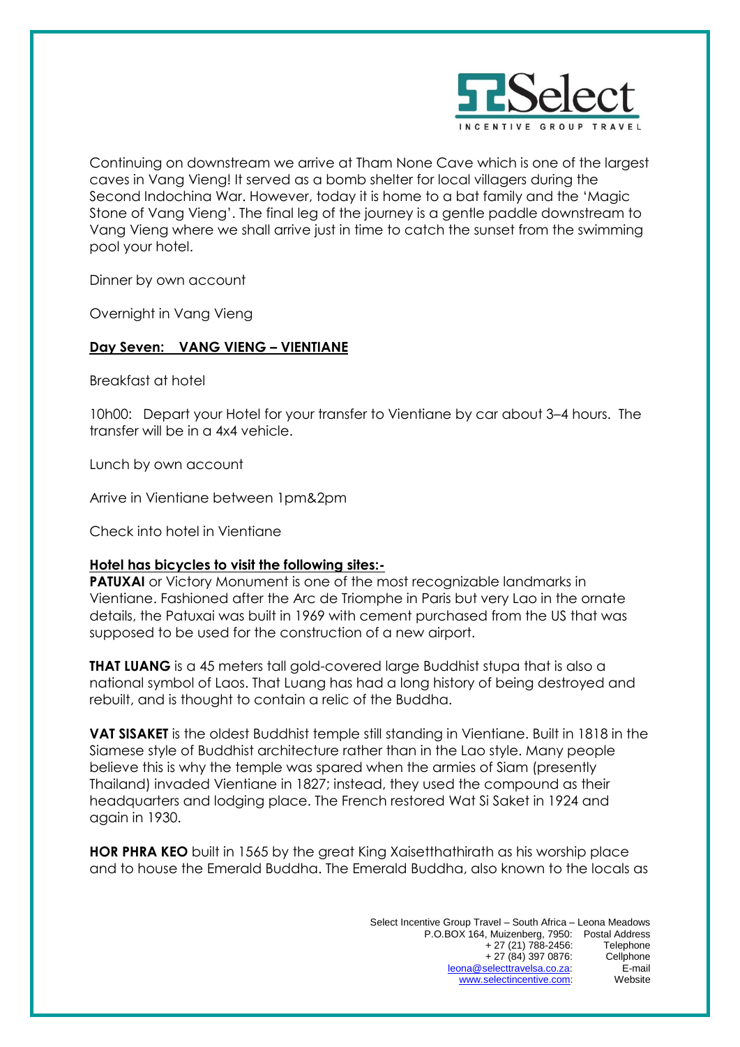Continuing on downstream we arrive at Tham None Cave which is one of the largest caves in Vang Vieng! It served as a bomb shelter for local villagers during the Second Indochina War. However, today it is home to a bat family and the 'Magic Stone of Vang Vieng'. The final leg of the journey is a gentle paddle downstream to Vang Vieng where we shall arrive just in time to catch the sunset from the swimming pool your hotel.

Dinner by own account

Overnight in Vang Vieng

## Day Seven: VANG VIENG – VIENTIANE

Breakfast at hotel

10h00: Depart your Hotel for your transfer to Vientiane by car about 3–4 hours. The transfer will be in a 4x4 vehicle.

Lunch by own account

Arrive in Vientiane between 1pm&2pm

Check into hotel in Vientiane

### Hotel has bicycles to visit the following sites:-

**PATUXAI** or Victory Monument is one of the most recognizable landmarks in Vientiane. Fashioned after the Arc de Triomphe in Paris but very Lao in the ornate details, the Patuxai was built in 1969 with cement purchased from the US that was supposed to be used for the construction of a new airport.

**THAT LUANG** is a 45 meters tall gold-covered large Buddhist stupa that is also a national symbol of Laos. That Luang has had a long history of being destroyed and rebuilt, and is thought to contain a relic of the Buddha.

**VAT SISAKET** is the oldest Buddhist temple still standing in Vientiane. Built in 1818 in the Siamese style of Buddhist architecture rather than in the Lao style. Many people believe this is why the temple was spared when the armies of Siam (presently Thailand) invaded Vientiane in 1827; instead, they used the compound as their headquarters and lodging place. The French restored Wat Si Saket in 1924 and again in 1930.

**HOR PHRA KEO** built in 1565 by the great King Xaisetthathirath as his worship place and to house the Emerald Buddha. The Emerald Buddha, also known to the locals as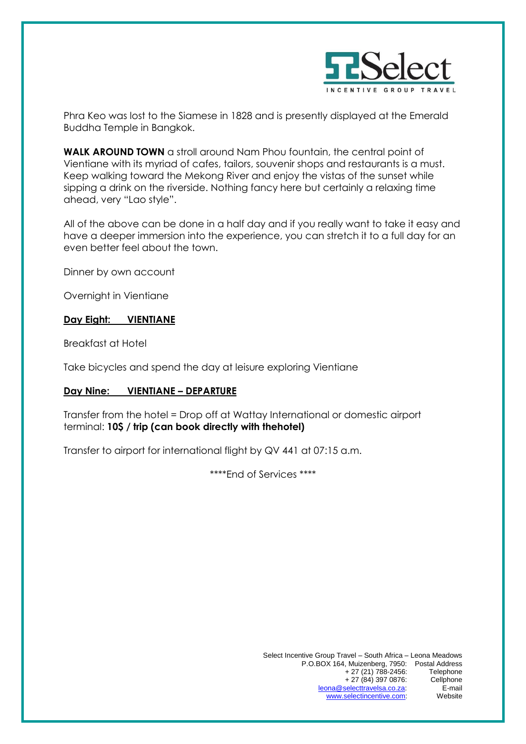Phra Keo was lost to the Siamese in 1828 and is presently displayed at the Emerald Buddha Temple in Bangkok.

**WALK AROUND TOWN** a stroll around Nam Phou fountain, the central point of Vientiane with its myriad of cafes, tailors, souvenir shops and restaurants is a must. Keep walking toward the Mekong River and enjoy the vistas of the sunset while sipping a drink on the riverside. Nothing fancy here but certainly a relaxing time ahead, very "Lao style".

All of the above can be done in a half day and if you really want to take it easy and have a deeper immersion into the experience, you can stretch it to a full day for an even better feel about the town.

Dinner by own account

Overnight in Vientiane

**Day Eight: VIENTIANE**

Breakfast at Hotel

Take bicycles and spend the day at leisure exploring Vientiane

**Day Nine: VIENTIANE – DEPARTURE**

Transfer from the hotel = Drop off at Wattay International or domestic airport terminal: **10$ / trip (can book directly with thehotel)**

Transfer to airport for international flight by QV 441 at 07:15 a.m.

\*\*\*\*End of Services \*\*\*\*

Select Incentive Group Travel – South Africa – Leona Meadows
P.O.BOX 164, Muizenberg, 7950: Postal Address
+ 27 (21) 788-2456: Telephone
+ 27 (84) 397 0876: Cellphone
leona@selecttravelsa.co.za: E-mail
www.selectincentive.com: Website